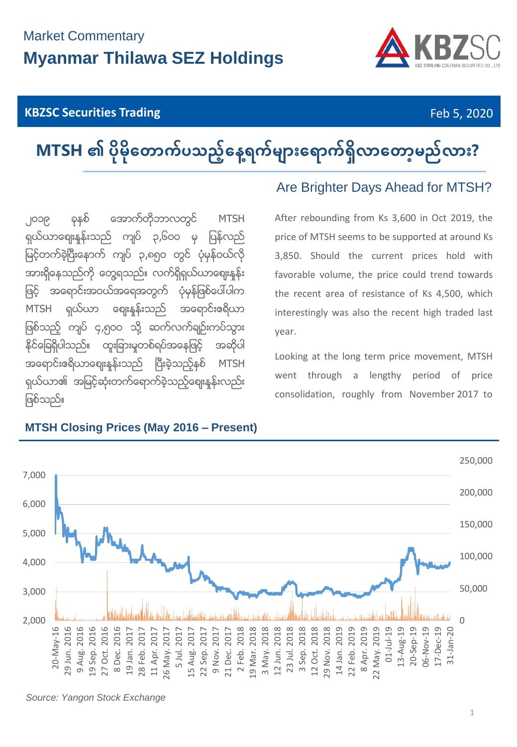Market Commentary

# Myanmar Thilawa SEZ Holdings

**KBZSC Securities Trading** — Feb 5, 2020

## MTSH ၏ ပိုမိုတောက်ပသည့်နေ့ရက်များရောက်ရှိလာတော့မည်လား?

## Are Brighter Days Ahead for MTSH?

၂၀၁၉ ခုနှစ် အောက်တိုဘာလတွင် MTSH ရှယ်ယာဈေးနှုန်းသည် ကျပ် ၃,၆၀၀ မှ ပြန်လည်မြင့်တက်ခဲ့ပြီးနောက် ကျပ် ၃,၈၅၀ တွင် ပံ့ပိုးမှုဝယ်လိုအားရှိနေသည်ကို တွေ့ရသည်။ လက်ရှိရှယ်ယာဈေးနှုန်းဖြင့် အရောင်းအဝယ်အရေအတွက် ပံ့ပိုးမှုဖြစ်ပေါ်ပါက MTSH ရှယ်ယာ ဈေးနှုန်းသည် အရောင်းဇရိယာဖြစ်သည့် ကျပ် ၄,၅၀၀ သို့ ဆက်လက်ချဉ်းကပ်သွားနိုင်ခြေရှိပါသည်။ ထူးခြားမှုတစ်ရပ်အနေဖြင့် အဆိုပါ အရောင်းဇရိယာဈေးနှုန်းသည် ပြီးခဲ့သည့်နှစ် MTSH ရှယ်ယာ၏ အမြင့်ဆုံးတက်ရောက်ခဲ့သည့်ဈေးနှုန်းလည်းဖြစ်သည်။

After rebounding from Ks 3,600 in Oct 2019, the price of MTSH seems to be supported at around Ks 3,850. Should the current prices hold with favorable volume, the price could trend towards the recent area of resistance of Ks 4,500, which interestingly was also the recent high traded last year.

Looking at the long term price movement, MTSH went through a lengthy period of price consolidation, roughly from November 2017 to

### MTSH Closing Prices (May 2016 – Present)

*Source: Yangon Stock Exchange*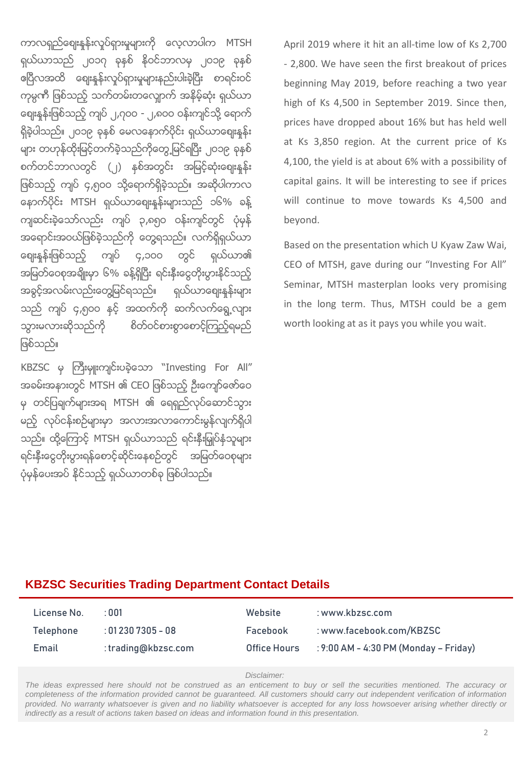ကာလရှည်စျေးနှုန်းလှုပ်ရှားမှုများကို လေ့လာပါက MTSH ရှယ်ယာသည် ၂၀၁၇ ခုနှစ် နိုဝင်ဘာလမှ ၂၀၁၉ ခုနှစ် ဧပြီလအထိ စျေးနှုန်းလှုပ်ရှားမှုများနည်းပါးခဲ့ပြီး စာရင်းဝင်ကုမ္ပဏီ ဖြစ်သည့် သက်တမ်းတလျှောက် အနိမ့်ဆုံး ရှယ်ယာစျေးနှုန်းဖြစ်သည့် ကျပ် ၂,၇၀၀ - ၂,၈၀၀ ဝန်းကျင်သို့ ရောက်ရှိခဲ့ပါသည်။ ၂၀၁၉ ခုနှစ် မေလနောက်ပိုင်း ရှယ်ယာစျေးနှုန်းများ တဟုန်ထိုးမြင့်တက်ခဲ့သည်ကိုတွေ့မြင်ရပြီး ၂၀၁၉ ခုနှစ် စက်တင်ဘာလတွင် (၂) နှစ်အတွင်း အမြင့်ဆုံးစျေးနှုန်းဖြစ်သည့် ကျပ် ၄,၅၀၀ သို့ရောက်ရှိခဲ့သည်။ အဆိုပါကာလနောက်ပိုင်း MTSH ရှယ်ယာစျေးနှုန်းများသည် ၁၆% ခန့်ကျဆင်းခဲ့သော်လည်း ကျပ် ၃,၈၅၀ ဝန်းကျင်တွင် ပုံမှန်အရောင်းအဝယ်ဖြစ်ခဲ့သည်ကို တွေ့ရသည်။ လက်ရှိရှယ်ယာစျေးနှုန်းဖြစ်သည့် ကျပ် ၄,၁၀၀ တွင် ရှယ်ယာ၏ အမြတ်ဝေစုအချိုးမှာ ၆% ခန့်ရှိပြီး ရင်းနှီးငွေတိုးပွားနိုင်သည့် အခွင့်အလမ်းလည်းတွေ့မြင်ရသည်။ ရှယ်ယာစျေးနှုန်းများသည် ကျပ် ၄,၅၀၀ နှင့် အထက်ကို ဆက်လက်ရွေ့လျားသွားမလားဆိုသည်ကို စိတ်ဝင်စားစွာစောင့်ကြည့်ရမည်ဖြစ်သည်။

KBZSC မှ ကြီးမှူးကျင်းပခဲ့သော "Investing For All" အခမ်းအနားတွင် MTSH ၏ CEO ဖြစ်သည့် ဦးကျော်ဇော်ဝေမှ တင်ပြချက်များအရ MTSH ၏ ရေရှည်လုပ်ဆောင်သွားမည့် လုပ်ငန်းစဉ်များမှာ အလားအလာကောင်းမွန်လျက်ရှိပါသည်။ ထို့ကြောင့် MTSH ရှယ်ယာသည် ရင်းနှီးမြှုပ်နှံသူများ ရင်းနှီးငွေတိုးပွားရန်စောင့်ဆိုင်းနေစဉ်တွင် အမြတ်ဝေစုများ ပုံမှန်ပေးအပ် နိုင်သည့် ရှယ်ယာတစ်ခု ဖြစ်ပါသည်။

April 2019 where it hit an all-time low of Ks 2,700 - 2,800. We have seen the first breakout of prices beginning May 2019, before reaching a two year high of Ks 4,500 in September 2019. Since then, prices have dropped about 16% but has held well at Ks 3,850 region. At the current price of Ks 4,100, the yield is at about 6% with a possibility of capital gains. It will be interesting to see if prices will continue to move towards Ks 4,500 and beyond.

Based on the presentation which U Kyaw Zaw Wai, CEO of MTSH, gave during our "Investing For All" Seminar, MTSH masterplan looks very promising in the long term. Thus, MTSH could be a gem worth looking at as it pays you while you wait.

## KBZSC Securities Trading Department Contact Details

| | | | |
|---|---|---|---|
| License No. | : 001 | Website | : www.kbzsc.com |
| Telephone | : 01 230 7305 - 08 | Facebook | : www.facebook.com/KBZSC |
| Email | : trading@kbzsc.com | Office Hours | : 9:00 AM - 4:30 PM (Monday – Friday) |

*Disclaimer:*

*The ideas expressed here should not be construed as an enticement to buy or sell the securities mentioned. The accuracy or completeness of the information provided cannot be guaranteed. All customers should carry out independent verification of information provided. No warranty whatsoever is given and no liability whatsoever is accepted for any loss howsoever arising whether directly or indirectly as a result of actions taken based on ideas and information found in this presentation.*